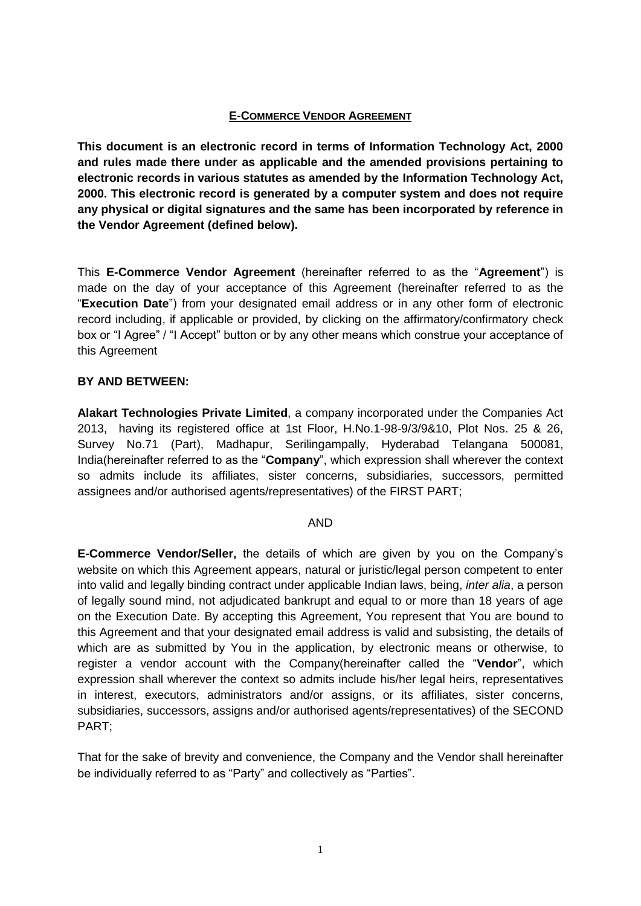# E-COMMERCE VENDOR AGREEMENT

**This document is an electronic record in terms of Information Technology Act, 2000 and rules made there under as applicable and the amended provisions pertaining to electronic records in various statutes as amended by the Information Technology Act, 2000. This electronic record is generated by a computer system and does not require any physical or digital signatures and the same has been incorporated by reference in the Vendor Agreement (defined below).**

This **E-Commerce Vendor Agreement** (hereinafter referred to as the "**Agreement**") is made on the day of your acceptance of this Agreement (hereinafter referred to as the "**Execution Date**") from your designated email address or in any other form of electronic record including, if applicable or provided, by clicking on the affirmatory/confirmatory check box or "I Agree" / "I Accept" button or by any other means which construe your acceptance of this Agreement

**BY AND BETWEEN:**

**Alakart Technologies Private Limited**, a company incorporated under the Companies Act 2013, having its registered office at 1st Floor, H.No.1-98-9/3/9&10, Plot Nos. 25 & 26, Survey No.71 (Part), Madhapur, Serilingampally, Hyderabad Telangana 500081, India(hereinafter referred to as the "**Company**", which expression shall wherever the context so admits include its affiliates, sister concerns, subsidiaries, successors, permitted assignees and/or authorised agents/representatives) of the FIRST PART;

AND

**E-Commerce Vendor/Seller,** the details of which are given by you on the Company's website on which this Agreement appears, natural or juristic/legal person competent to enter into valid and legally binding contract under applicable Indian laws, being, *inter alia*, a person of legally sound mind, not adjudicated bankrupt and equal to or more than 18 years of age on the Execution Date. By accepting this Agreement, You represent that You are bound to this Agreement and that your designated email address is valid and subsisting, the details of which are as submitted by You in the application, by electronic means or otherwise, to register a vendor account with the Company(hereinafter called the "**Vendor**", which expression shall wherever the context so admits include his/her legal heirs, representatives in interest, executors, administrators and/or assigns, or its affiliates, sister concerns, subsidiaries, successors, assigns and/or authorised agents/representatives) of the SECOND PART;

That for the sake of brevity and convenience, the Company and the Vendor shall hereinafter be individually referred to as "Party" and collectively as "Parties".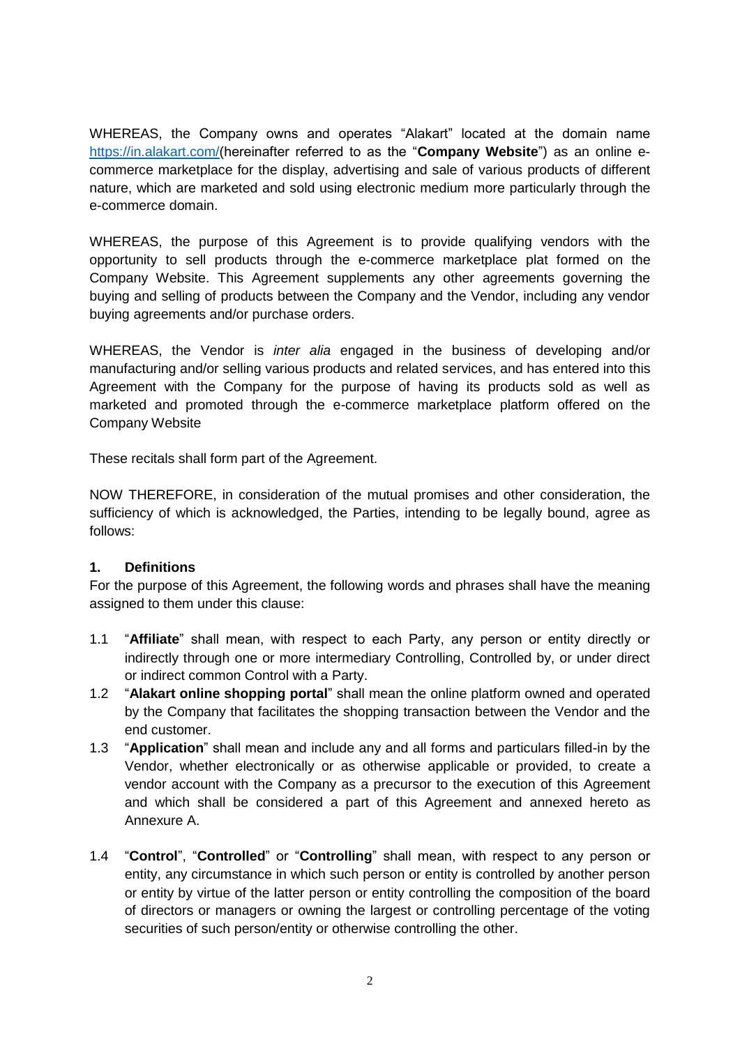WHEREAS, the Company owns and operates "Alakart" located at the domain name https://in.alakart.com/(hereinafter referred to as the "**Company Website**") as an online e-commerce marketplace for the display, advertising and sale of various products of different nature, which are marketed and sold using electronic medium more particularly through the e-commerce domain.

WHEREAS, the purpose of this Agreement is to provide qualifying vendors with the opportunity to sell products through the e-commerce marketplace plat formed on the Company Website. This Agreement supplements any other agreements governing the buying and selling of products between the Company and the Vendor, including any vendor buying agreements and/or purchase orders.

WHEREAS, the Vendor is *inter alia* engaged in the business of developing and/or manufacturing and/or selling various products and related services, and has entered into this Agreement with the Company for the purpose of having its products sold as well as marketed and promoted through the e-commerce marketplace platform offered on the Company Website

These recitals shall form part of the Agreement.

NOW THEREFORE, in consideration of the mutual promises and other consideration, the sufficiency of which is acknowledged, the Parties, intending to be legally bound, agree as follows:

## 1. Definitions

For the purpose of this Agreement, the following words and phrases shall have the meaning assigned to them under this clause:

1.1 "**Affiliate**" shall mean, with respect to each Party, any person or entity directly or indirectly through one or more intermediary Controlling, Controlled by, or under direct or indirect common Control with a Party.

1.2 "**Alakart online shopping portal**" shall mean the online platform owned and operated by the Company that facilitates the shopping transaction between the Vendor and the end customer.

1.3 "**Application**" shall mean and include any and all forms and particulars filled-in by the Vendor, whether electronically or as otherwise applicable or provided, to create a vendor account with the Company as a precursor to the execution of this Agreement and which shall be considered a part of this Agreement and annexed hereto as Annexure A.

1.4 "**Control**", "**Controlled**" or "**Controlling**" shall mean, with respect to any person or entity, any circumstance in which such person or entity is controlled by another person or entity by virtue of the latter person or entity controlling the composition of the board of directors or managers or owning the largest or controlling percentage of the voting securities of such person/entity or otherwise controlling the other.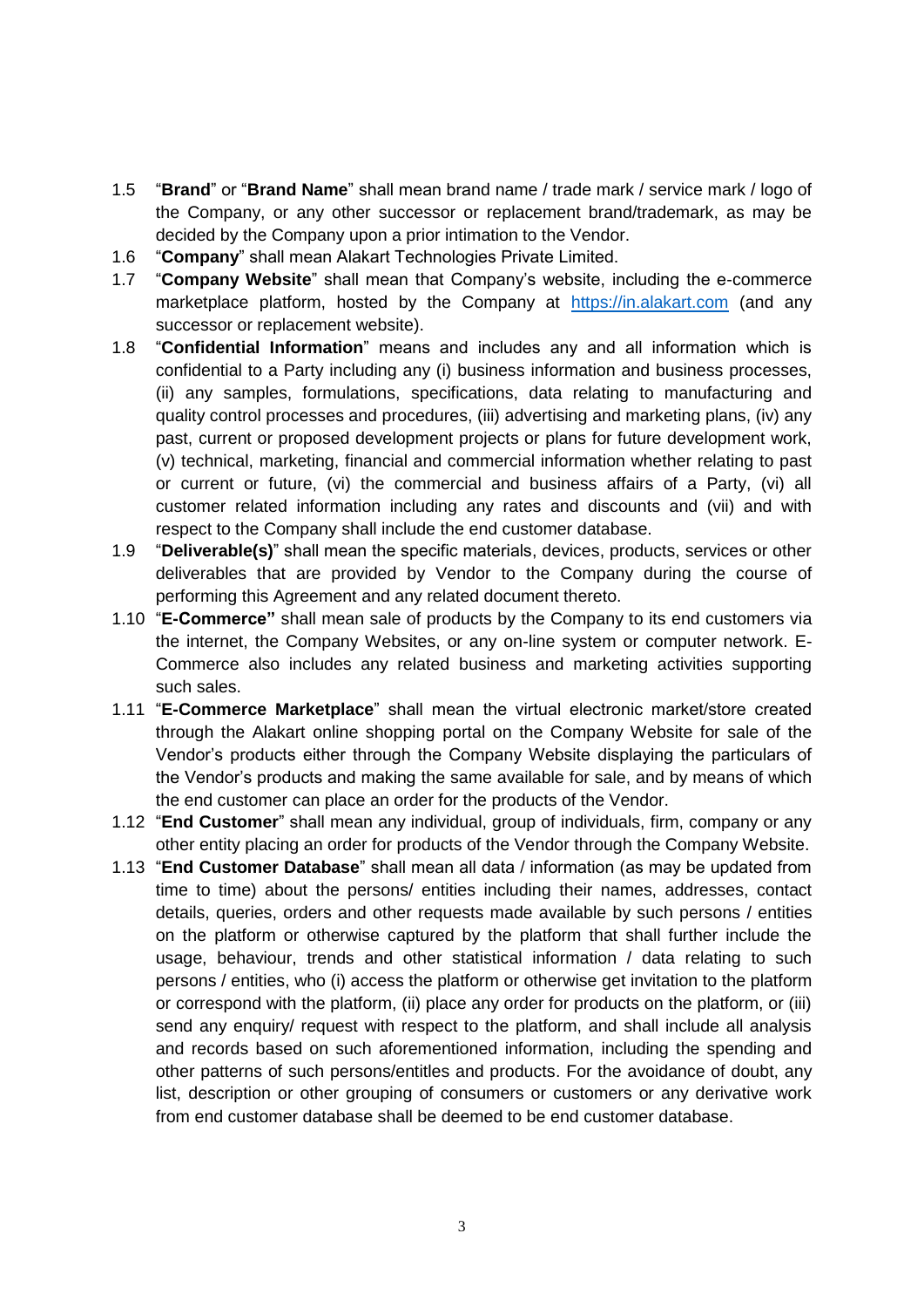1.5 "**Brand**" or "**Brand Name**" shall mean brand name / trade mark / service mark / logo of the Company, or any other successor or replacement brand/trademark, as may be decided by the Company upon a prior intimation to the Vendor.

1.6 "**Company**" shall mean Alakart Technologies Private Limited.

1.7 "**Company Website**" shall mean that Company's website, including the e-commerce marketplace platform, hosted by the Company at https://in.alakart.com (and any successor or replacement website).

1.8 "**Confidential Information**" means and includes any and all information which is confidential to a Party including any (i) business information and business processes, (ii) any samples, formulations, specifications, data relating to manufacturing and quality control processes and procedures, (iii) advertising and marketing plans, (iv) any past, current or proposed development projects or plans for future development work, (v) technical, marketing, financial and commercial information whether relating to past or current or future, (vi) the commercial and business affairs of a Party, (vi) all customer related information including any rates and discounts and (vii) and with respect to the Company shall include the end customer database.

1.9 "**Deliverable(s)**" shall mean the specific materials, devices, products, services or other deliverables that are provided by Vendor to the Company during the course of performing this Agreement and any related document thereto.

1.10 "**E-Commerce"** shall mean sale of products by the Company to its end customers via the internet, the Company Websites, or any on-line system or computer network. E-Commerce also includes any related business and marketing activities supporting such sales.

1.11 "**E-Commerce Marketplace**" shall mean the virtual electronic market/store created through the Alakart online shopping portal on the Company Website for sale of the Vendor's products either through the Company Website displaying the particulars of the Vendor's products and making the same available for sale, and by means of which the end customer can place an order for the products of the Vendor.

1.12 "**End Customer**" shall mean any individual, group of individuals, firm, company or any other entity placing an order for products of the Vendor through the Company Website.

1.13 "**End Customer Database**" shall mean all data / information (as may be updated from time to time) about the persons/ entities including their names, addresses, contact details, queries, orders and other requests made available by such persons / entities on the platform or otherwise captured by the platform that shall further include the usage, behaviour, trends and other statistical information / data relating to such persons / entities, who (i) access the platform or otherwise get invitation to the platform or correspond with the platform, (ii) place any order for products on the platform, or (iii) send any enquiry/ request with respect to the platform, and shall include all analysis and records based on such aforementioned information, including the spending and other patterns of such persons/entitles and products. For the avoidance of doubt, any list, description or other grouping of consumers or customers or any derivative work from end customer database shall be deemed to be end customer database.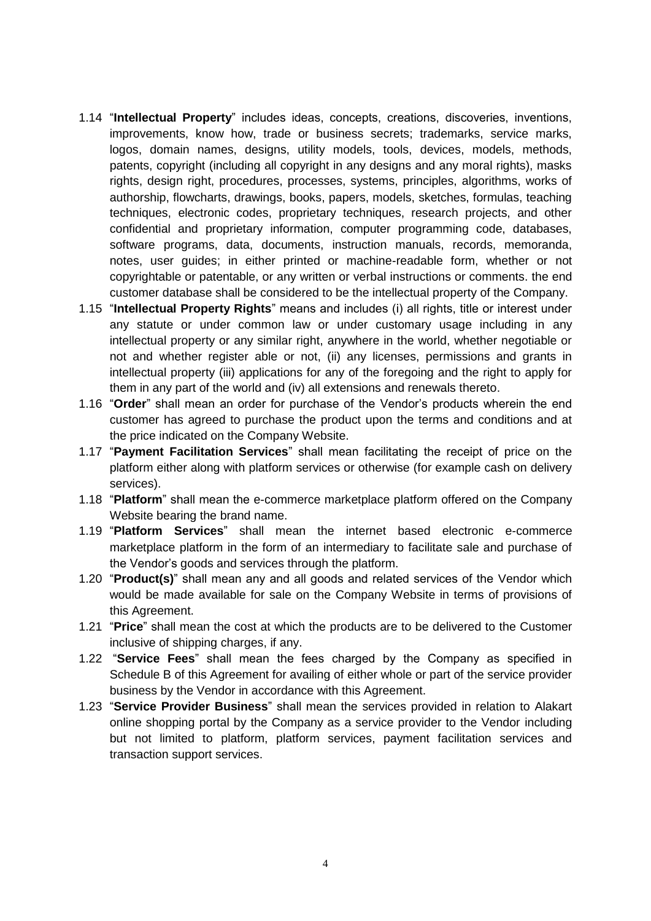1.14 "**Intellectual Property**" includes ideas, concepts, creations, discoveries, inventions, improvements, know how, trade or business secrets; trademarks, service marks, logos, domain names, designs, utility models, tools, devices, models, methods, patents, copyright (including all copyright in any designs and any moral rights), masks rights, design right, procedures, processes, systems, principles, algorithms, works of authorship, flowcharts, drawings, books, papers, models, sketches, formulas, teaching techniques, electronic codes, proprietary techniques, research projects, and other confidential and proprietary information, computer programming code, databases, software programs, data, documents, instruction manuals, records, memoranda, notes, user guides; in either printed or machine-readable form, whether or not copyrightable or patentable, or any written or verbal instructions or comments. the end customer database shall be considered to be the intellectual property of the Company.

1.15 "**Intellectual Property Rights**" means and includes (i) all rights, title or interest under any statute or under common law or under customary usage including in any intellectual property or any similar right, anywhere in the world, whether negotiable or not and whether register able or not, (ii) any licenses, permissions and grants in intellectual property (iii) applications for any of the foregoing and the right to apply for them in any part of the world and (iv) all extensions and renewals thereto.

1.16 "**Order**" shall mean an order for purchase of the Vendor's products wherein the end customer has agreed to purchase the product upon the terms and conditions and at the price indicated on the Company Website.

1.17 "**Payment Facilitation Services**" shall mean facilitating the receipt of price on the platform either along with platform services or otherwise (for example cash on delivery services).

1.18 "**Platform**" shall mean the e-commerce marketplace platform offered on the Company Website bearing the brand name.

1.19 "**Platform Services**" shall mean the internet based electronic e-commerce marketplace platform in the form of an intermediary to facilitate sale and purchase of the Vendor's goods and services through the platform.

1.20 "**Product(s)**" shall mean any and all goods and related services of the Vendor which would be made available for sale on the Company Website in terms of provisions of this Agreement.

1.21 "**Price**" shall mean the cost at which the products are to be delivered to the Customer inclusive of shipping charges, if any.

1.22 "**Service Fees**" shall mean the fees charged by the Company as specified in Schedule B of this Agreement for availing of either whole or part of the service provider business by the Vendor in accordance with this Agreement.

1.23 "**Service Provider Business**" shall mean the services provided in relation to Alakart online shopping portal by the Company as a service provider to the Vendor including but not limited to platform, platform services, payment facilitation services and transaction support services.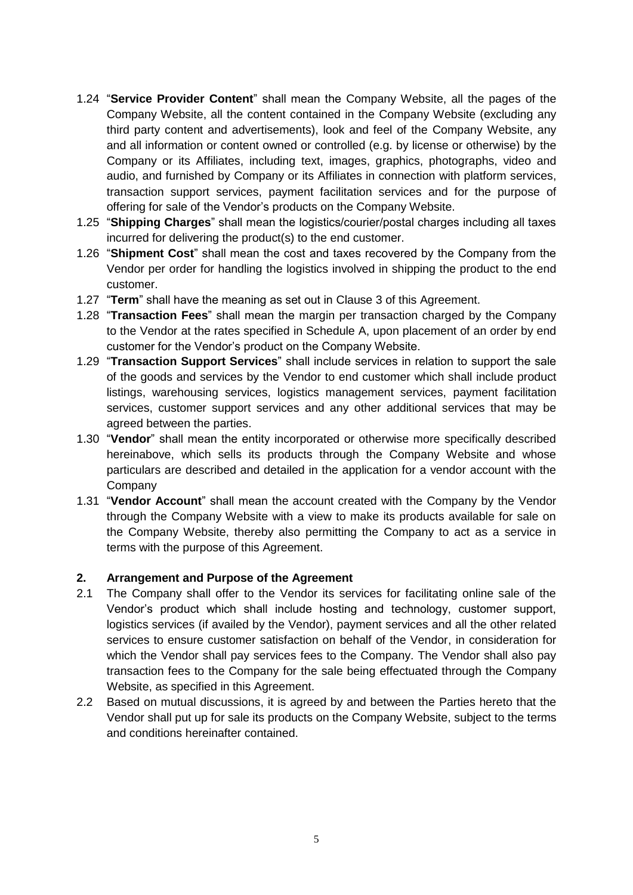1.24 "**Service Provider Content**" shall mean the Company Website, all the pages of the Company Website, all the content contained in the Company Website (excluding any third party content and advertisements), look and feel of the Company Website, any and all information or content owned or controlled (e.g. by license or otherwise) by the Company or its Affiliates, including text, images, graphics, photographs, video and audio, and furnished by Company or its Affiliates in connection with platform services, transaction support services, payment facilitation services and for the purpose of offering for sale of the Vendor's products on the Company Website.

1.25 "**Shipping Charges**" shall mean the logistics/courier/postal charges including all taxes incurred for delivering the product(s) to the end customer.

1.26 "**Shipment Cost**" shall mean the cost and taxes recovered by the Company from the Vendor per order for handling the logistics involved in shipping the product to the end customer.

1.27 "**Term**" shall have the meaning as set out in Clause 3 of this Agreement.

1.28 "**Transaction Fees**" shall mean the margin per transaction charged by the Company to the Vendor at the rates specified in Schedule A, upon placement of an order by end customer for the Vendor's product on the Company Website.

1.29 "**Transaction Support Services**" shall include services in relation to support the sale of the goods and services by the Vendor to end customer which shall include product listings, warehousing services, logistics management services, payment facilitation services, customer support services and any other additional services that may be agreed between the parties.

1.30 "**Vendor**" shall mean the entity incorporated or otherwise more specifically described hereinabove, which sells its products through the Company Website and whose particulars are described and detailed in the application for a vendor account with the Company

1.31 "**Vendor Account**" shall mean the account created with the Company by the Vendor through the Company Website with a view to make its products available for sale on the Company Website, thereby also permitting the Company to act as a service in terms with the purpose of this Agreement.

## 2. Arrangement and Purpose of the Agreement

2.1 The Company shall offer to the Vendor its services for facilitating online sale of the Vendor's product which shall include hosting and technology, customer support, logistics services (if availed by the Vendor), payment services and all the other related services to ensure customer satisfaction on behalf of the Vendor, in consideration for which the Vendor shall pay services fees to the Company. The Vendor shall also pay transaction fees to the Company for the sale being effectuated through the Company Website, as specified in this Agreement.

2.2 Based on mutual discussions, it is agreed by and between the Parties hereto that the Vendor shall put up for sale its products on the Company Website, subject to the terms and conditions hereinafter contained.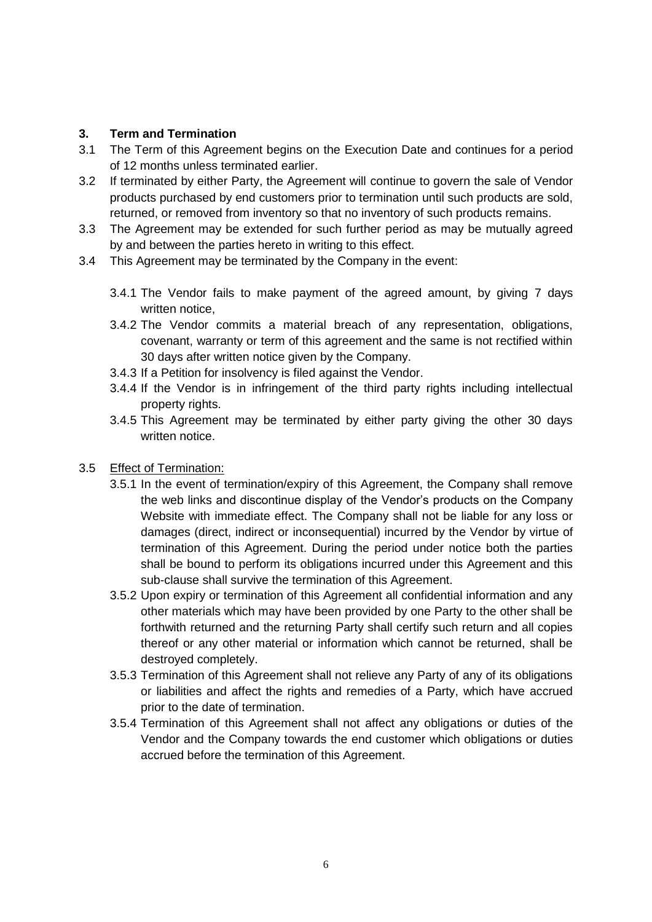## 3. Term and Termination

3.1 The Term of this Agreement begins on the Execution Date and continues for a period of 12 months unless terminated earlier.

3.2 If terminated by either Party, the Agreement will continue to govern the sale of Vendor products purchased by end customers prior to termination until such products are sold, returned, or removed from inventory so that no inventory of such products remains.

3.3 The Agreement may be extended for such further period as may be mutually agreed by and between the parties hereto in writing to this effect.

3.4 This Agreement may be terminated by the Company in the event:

3.4.1 The Vendor fails to make payment of the agreed amount, by giving 7 days written notice,

3.4.2 The Vendor commits a material breach of any representation, obligations, covenant, warranty or term of this agreement and the same is not rectified within 30 days after written notice given by the Company.

3.4.3 If a Petition for insolvency is filed against the Vendor.

3.4.4 If the Vendor is in infringement of the third party rights including intellectual property rights.

3.4.5 This Agreement may be terminated by either party giving the other 30 days written notice.

3.5 Effect of Termination:

3.5.1 In the event of termination/expiry of this Agreement, the Company shall remove the web links and discontinue display of the Vendor's products on the Company Website with immediate effect. The Company shall not be liable for any loss or damages (direct, indirect or inconsequential) incurred by the Vendor by virtue of termination of this Agreement. During the period under notice both the parties shall be bound to perform its obligations incurred under this Agreement and this sub-clause shall survive the termination of this Agreement.

3.5.2 Upon expiry or termination of this Agreement all confidential information and any other materials which may have been provided by one Party to the other shall be forthwith returned and the returning Party shall certify such return and all copies thereof or any other material or information which cannot be returned, shall be destroyed completely.

3.5.3 Termination of this Agreement shall not relieve any Party of any of its obligations or liabilities and affect the rights and remedies of a Party, which have accrued prior to the date of termination.

3.5.4 Termination of this Agreement shall not affect any obligations or duties of the Vendor and the Company towards the end customer which obligations or duties accrued before the termination of this Agreement.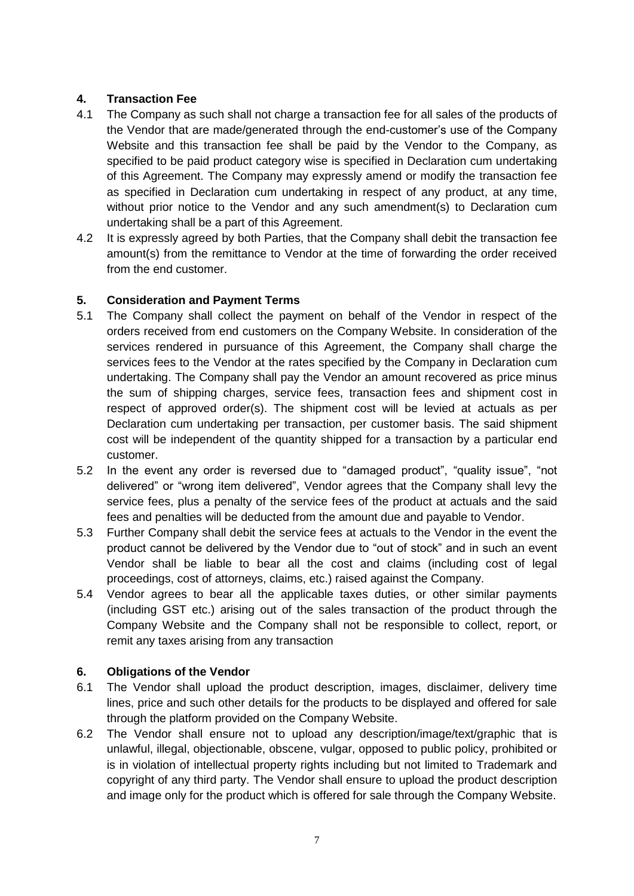## 4. Transaction Fee

4.1 The Company as such shall not charge a transaction fee for all sales of the products of the Vendor that are made/generated through the end-customer's use of the Company Website and this transaction fee shall be paid by the Vendor to the Company, as specified to be paid product category wise is specified in Declaration cum undertaking of this Agreement. The Company may expressly amend or modify the transaction fee as specified in Declaration cum undertaking in respect of any product, at any time, without prior notice to the Vendor and any such amendment(s) to Declaration cum undertaking shall be a part of this Agreement.

4.2 It is expressly agreed by both Parties, that the Company shall debit the transaction fee amount(s) from the remittance to Vendor at the time of forwarding the order received from the end customer.

## 5. Consideration and Payment Terms

5.1 The Company shall collect the payment on behalf of the Vendor in respect of the orders received from end customers on the Company Website. In consideration of the services rendered in pursuance of this Agreement, the Company shall charge the services fees to the Vendor at the rates specified by the Company in Declaration cum undertaking. The Company shall pay the Vendor an amount recovered as price minus the sum of shipping charges, service fees, transaction fees and shipment cost in respect of approved order(s). The shipment cost will be levied at actuals as per Declaration cum undertaking per transaction, per customer basis. The said shipment cost will be independent of the quantity shipped for a transaction by a particular end customer.

5.2 In the event any order is reversed due to "damaged product", "quality issue", "not delivered" or "wrong item delivered", Vendor agrees that the Company shall levy the service fees, plus a penalty of the service fees of the product at actuals and the said fees and penalties will be deducted from the amount due and payable to Vendor.

5.3 Further Company shall debit the service fees at actuals to the Vendor in the event the product cannot be delivered by the Vendor due to "out of stock" and in such an event Vendor shall be liable to bear all the cost and claims (including cost of legal proceedings, cost of attorneys, claims, etc.) raised against the Company.

5.4 Vendor agrees to bear all the applicable taxes duties, or other similar payments (including GST etc.) arising out of the sales transaction of the product through the Company Website and the Company shall not be responsible to collect, report, or remit any taxes arising from any transaction

## 6. Obligations of the Vendor

6.1 The Vendor shall upload the product description, images, disclaimer, delivery time lines, price and such other details for the products to be displayed and offered for sale through the platform provided on the Company Website.

6.2 The Vendor shall ensure not to upload any description/image/text/graphic that is unlawful, illegal, objectionable, obscene, vulgar, opposed to public policy, prohibited or is in violation of intellectual property rights including but not limited to Trademark and copyright of any third party. The Vendor shall ensure to upload the product description and image only for the product which is offered for sale through the Company Website.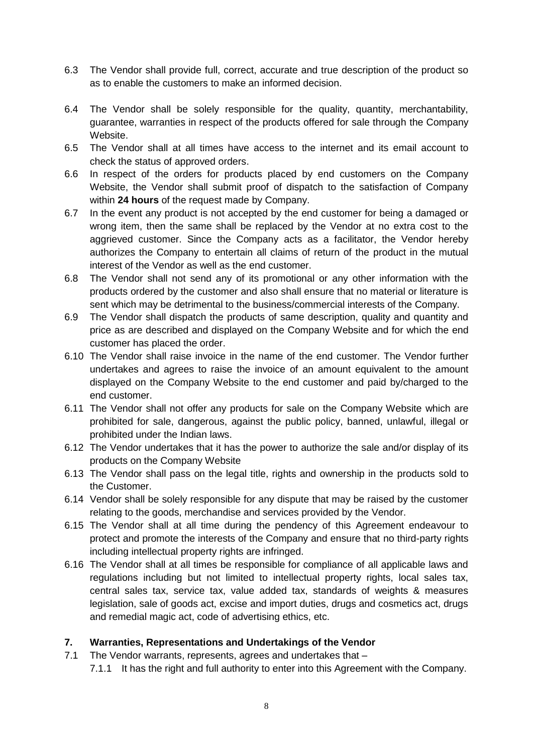6.3 The Vendor shall provide full, correct, accurate and true description of the product so as to enable the customers to make an informed decision.

6.4 The Vendor shall be solely responsible for the quality, quantity, merchantability, guarantee, warranties in respect of the products offered for sale through the Company Website.

6.5 The Vendor shall at all times have access to the internet and its email account to check the status of approved orders.

6.6 In respect of the orders for products placed by end customers on the Company Website, the Vendor shall submit proof of dispatch to the satisfaction of Company within **24 hours** of the request made by Company.

6.7 In the event any product is not accepted by the end customer for being a damaged or wrong item, then the same shall be replaced by the Vendor at no extra cost to the aggrieved customer. Since the Company acts as a facilitator, the Vendor hereby authorizes the Company to entertain all claims of return of the product in the mutual interest of the Vendor as well as the end customer.

6.8 The Vendor shall not send any of its promotional or any other information with the products ordered by the customer and also shall ensure that no material or literature is sent which may be detrimental to the business/commercial interests of the Company.

6.9 The Vendor shall dispatch the products of same description, quality and quantity and price as are described and displayed on the Company Website and for which the end customer has placed the order.

6.10 The Vendor shall raise invoice in the name of the end customer. The Vendor further undertakes and agrees to raise the invoice of an amount equivalent to the amount displayed on the Company Website to the end customer and paid by/charged to the end customer.

6.11 The Vendor shall not offer any products for sale on the Company Website which are prohibited for sale, dangerous, against the public policy, banned, unlawful, illegal or prohibited under the Indian laws.

6.12 The Vendor undertakes that it has the power to authorize the sale and/or display of its products on the Company Website

6.13 The Vendor shall pass on the legal title, rights and ownership in the products sold to the Customer.

6.14 Vendor shall be solely responsible for any dispute that may be raised by the customer relating to the goods, merchandise and services provided by the Vendor.

6.15 The Vendor shall at all time during the pendency of this Agreement endeavour to protect and promote the interests of the Company and ensure that no third-party rights including intellectual property rights are infringed.

6.16 The Vendor shall at all times be responsible for compliance of all applicable laws and regulations including but not limited to intellectual property rights, local sales tax, central sales tax, service tax, value added tax, standards of weights & measures legislation, sale of goods act, excise and import duties, drugs and cosmetics act, drugs and remedial magic act, code of advertising ethics, etc.

## 7. Warranties, Representations and Undertakings of the Vendor

7.1 The Vendor warrants, represents, agrees and undertakes that –

7.1.1 It has the right and full authority to enter into this Agreement with the Company.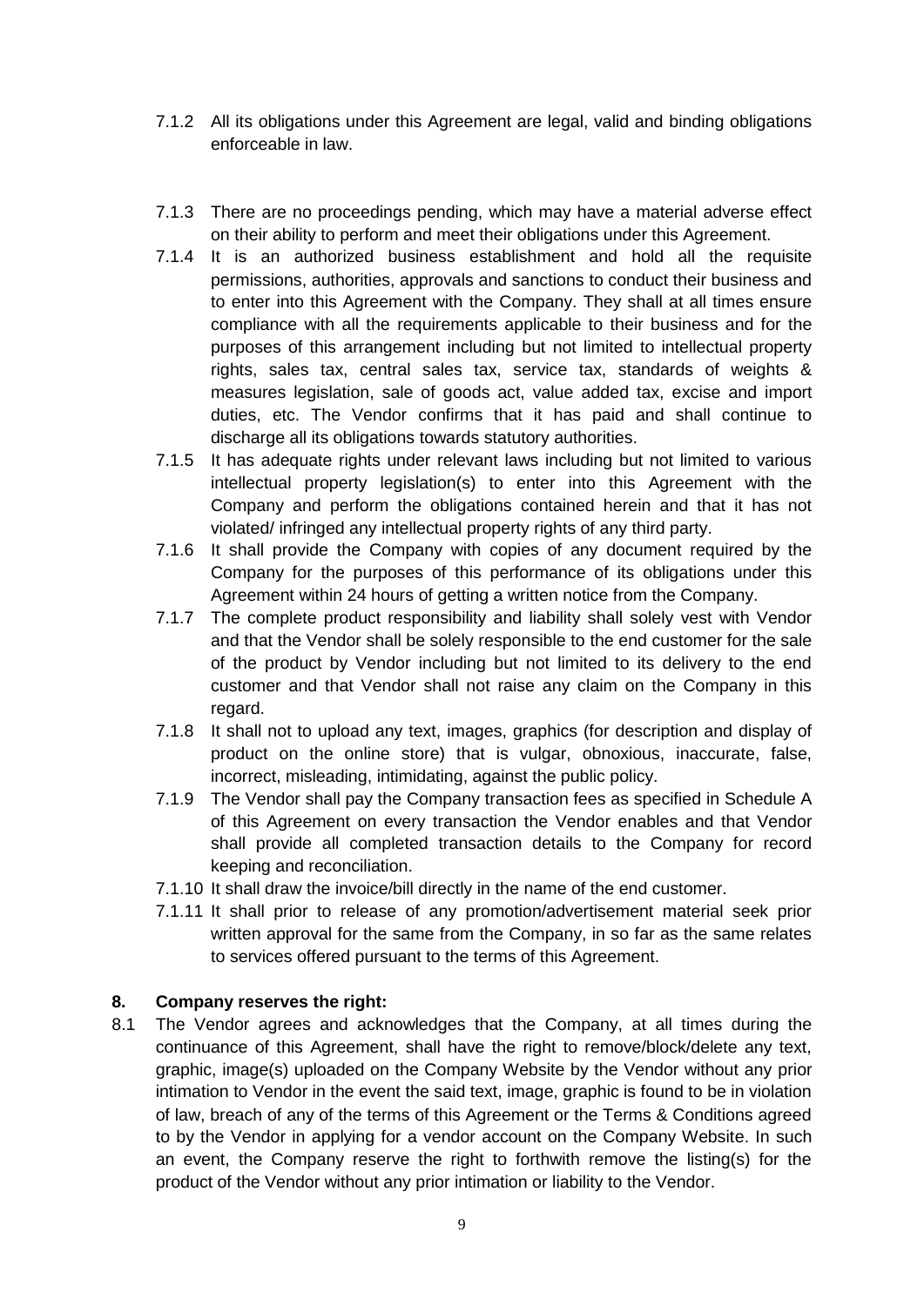7.1.2 All its obligations under this Agreement are legal, valid and binding obligations enforceable in law.

7.1.3 There are no proceedings pending, which may have a material adverse effect on their ability to perform and meet their obligations under this Agreement.

7.1.4 It is an authorized business establishment and hold all the requisite permissions, authorities, approvals and sanctions to conduct their business and to enter into this Agreement with the Company. They shall at all times ensure compliance with all the requirements applicable to their business and for the purposes of this arrangement including but not limited to intellectual property rights, sales tax, central sales tax, service tax, standards of weights & measures legislation, sale of goods act, value added tax, excise and import duties, etc. The Vendor confirms that it has paid and shall continue to discharge all its obligations towards statutory authorities.

7.1.5 It has adequate rights under relevant laws including but not limited to various intellectual property legislation(s) to enter into this Agreement with the Company and perform the obligations contained herein and that it has not violated/ infringed any intellectual property rights of any third party.

7.1.6 It shall provide the Company with copies of any document required by the Company for the purposes of this performance of its obligations under this Agreement within 24 hours of getting a written notice from the Company.

7.1.7 The complete product responsibility and liability shall solely vest with Vendor and that the Vendor shall be solely responsible to the end customer for the sale of the product by Vendor including but not limited to its delivery to the end customer and that Vendor shall not raise any claim on the Company in this regard.

7.1.8 It shall not to upload any text, images, graphics (for description and display of product on the online store) that is vulgar, obnoxious, inaccurate, false, incorrect, misleading, intimidating, against the public policy.

7.1.9 The Vendor shall pay the Company transaction fees as specified in Schedule A of this Agreement on every transaction the Vendor enables and that Vendor shall provide all completed transaction details to the Company for record keeping and reconciliation.

7.1.10 It shall draw the invoice/bill directly in the name of the end customer.

7.1.11 It shall prior to release of any promotion/advertisement material seek prior written approval for the same from the Company, in so far as the same relates to services offered pursuant to the terms of this Agreement.

## 8. Company reserves the right:

8.1 The Vendor agrees and acknowledges that the Company, at all times during the continuance of this Agreement, shall have the right to remove/block/delete any text, graphic, image(s) uploaded on the Company Website by the Vendor without any prior intimation to Vendor in the event the said text, image, graphic is found to be in violation of law, breach of any of the terms of this Agreement or the Terms & Conditions agreed to by the Vendor in applying for a vendor account on the Company Website. In such an event, the Company reserve the right to forthwith remove the listing(s) for the product of the Vendor without any prior intimation or liability to the Vendor.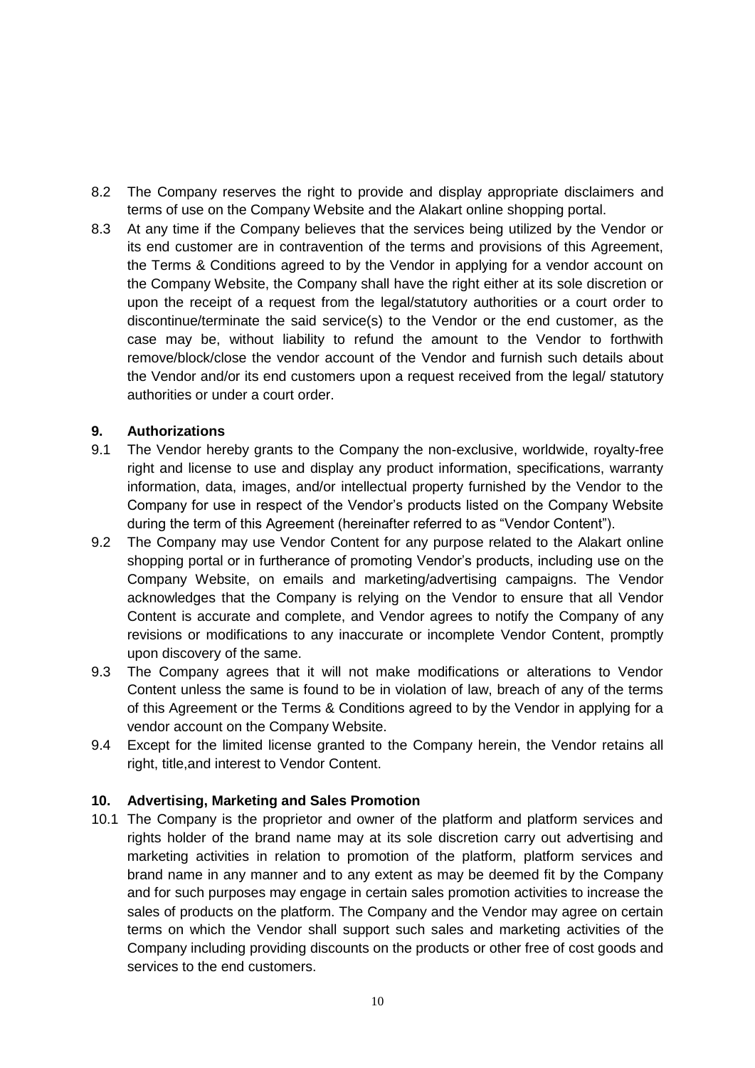8.2 The Company reserves the right to provide and display appropriate disclaimers and terms of use on the Company Website and the Alakart online shopping portal.

8.3 At any time if the Company believes that the services being utilized by the Vendor or its end customer are in contravention of the terms and provisions of this Agreement, the Terms & Conditions agreed to by the Vendor in applying for a vendor account on the Company Website, the Company shall have the right either at its sole discretion or upon the receipt of a request from the legal/statutory authorities or a court order to discontinue/terminate the said service(s) to the Vendor or the end customer, as the case may be, without liability to refund the amount to the Vendor to forthwith remove/block/close the vendor account of the Vendor and furnish such details about the Vendor and/or its end customers upon a request received from the legal/ statutory authorities or under a court order.

**9. Authorizations**

9.1 The Vendor hereby grants to the Company the non-exclusive, worldwide, royalty-free right and license to use and display any product information, specifications, warranty information, data, images, and/or intellectual property furnished by the Vendor to the Company for use in respect of the Vendor's products listed on the Company Website during the term of this Agreement (hereinafter referred to as "Vendor Content").

9.2 The Company may use Vendor Content for any purpose related to the Alakart online shopping portal or in furtherance of promoting Vendor's products, including use on the Company Website, on emails and marketing/advertising campaigns. The Vendor acknowledges that the Company is relying on the Vendor to ensure that all Vendor Content is accurate and complete, and Vendor agrees to notify the Company of any revisions or modifications to any inaccurate or incomplete Vendor Content, promptly upon discovery of the same.

9.3 The Company agrees that it will not make modifications or alterations to Vendor Content unless the same is found to be in violation of law, breach of any of the terms of this Agreement or the Terms & Conditions agreed to by the Vendor in applying for a vendor account on the Company Website.

9.4 Except for the limited license granted to the Company herein, the Vendor retains all right, title,and interest to Vendor Content.

**10. Advertising, Marketing and Sales Promotion**

10.1 The Company is the proprietor and owner of the platform and platform services and rights holder of the brand name may at its sole discretion carry out advertising and marketing activities in relation to promotion of the platform, platform services and brand name in any manner and to any extent as may be deemed fit by the Company and for such purposes may engage in certain sales promotion activities to increase the sales of products on the platform. The Company and the Vendor may agree on certain terms on which the Vendor shall support such sales and marketing activities of the Company including providing discounts on the products or other free of cost goods and services to the end customers.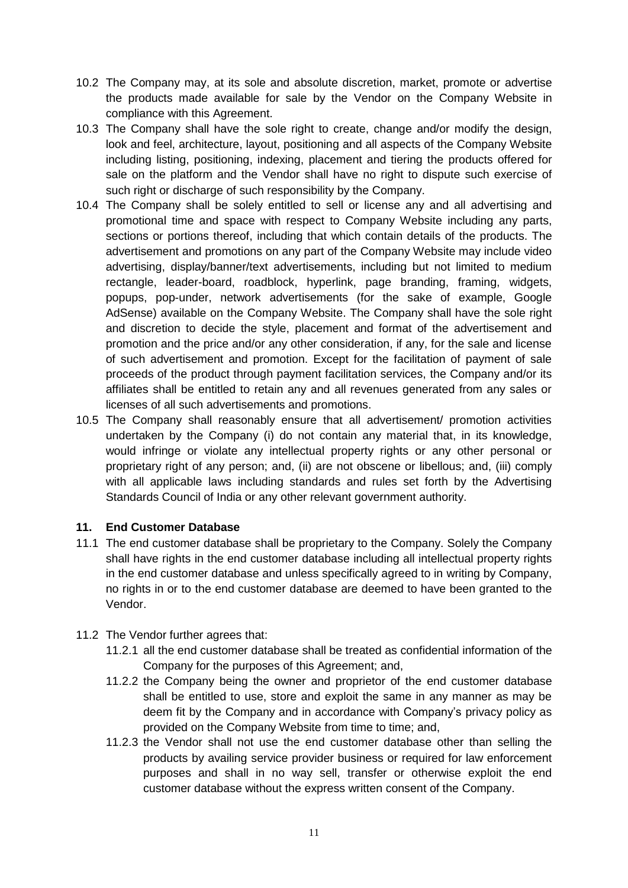10.2 The Company may, at its sole and absolute discretion, market, promote or advertise the products made available for sale by the Vendor on the Company Website in compliance with this Agreement.

10.3 The Company shall have the sole right to create, change and/or modify the design, look and feel, architecture, layout, positioning and all aspects of the Company Website including listing, positioning, indexing, placement and tiering the products offered for sale on the platform and the Vendor shall have no right to dispute such exercise of such right or discharge of such responsibility by the Company.

10.4 The Company shall be solely entitled to sell or license any and all advertising and promotional time and space with respect to Company Website including any parts, sections or portions thereof, including that which contain details of the products. The advertisement and promotions on any part of the Company Website may include video advertising, display/banner/text advertisements, including but not limited to medium rectangle, leader-board, roadblock, hyperlink, page branding, framing, widgets, popups, pop-under, network advertisements (for the sake of example, Google AdSense) available on the Company Website. The Company shall have the sole right and discretion to decide the style, placement and format of the advertisement and promotion and the price and/or any other consideration, if any, for the sale and license of such advertisement and promotion. Except for the facilitation of payment of sale proceeds of the product through payment facilitation services, the Company and/or its affiliates shall be entitled to retain any and all revenues generated from any sales or licenses of all such advertisements and promotions.

10.5 The Company shall reasonably ensure that all advertisement/ promotion activities undertaken by the Company (i) do not contain any material that, in its knowledge, would infringe or violate any intellectual property rights or any other personal or proprietary right of any person; and, (ii) are not obscene or libellous; and, (iii) comply with all applicable laws including standards and rules set forth by the Advertising Standards Council of India or any other relevant government authority.

## 11. End Customer Database

11.1 The end customer database shall be proprietary to the Company. Solely the Company shall have rights in the end customer database including all intellectual property rights in the end customer database and unless specifically agreed to in writing by Company, no rights in or to the end customer database are deemed to have been granted to the Vendor.

11.2 The Vendor further agrees that:

11.2.1 all the end customer database shall be treated as confidential information of the Company for the purposes of this Agreement; and,

11.2.2 the Company being the owner and proprietor of the end customer database shall be entitled to use, store and exploit the same in any manner as may be deem fit by the Company and in accordance with Company's privacy policy as provided on the Company Website from time to time; and,

11.2.3 the Vendor shall not use the end customer database other than selling the products by availing service provider business or required for law enforcement purposes and shall in no way sell, transfer or otherwise exploit the end customer database without the express written consent of the Company.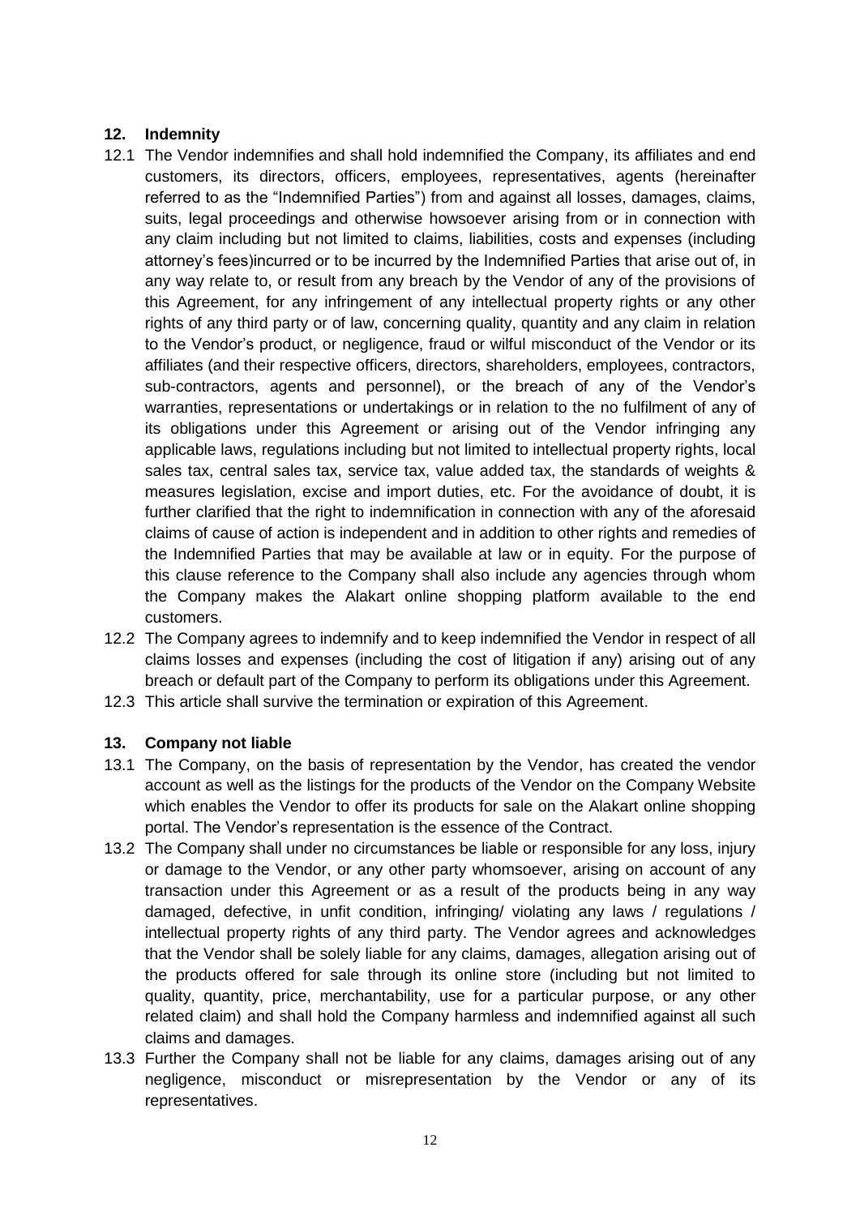## 12. Indemnity

12.1 The Vendor indemnifies and shall hold indemnified the Company, its affiliates and end customers, its directors, officers, employees, representatives, agents (hereinafter referred to as the "Indemnified Parties") from and against all losses, damages, claims, suits, legal proceedings and otherwise howsoever arising from or in connection with any claim including but not limited to claims, liabilities, costs and expenses (including attorney's fees)incurred or to be incurred by the Indemnified Parties that arise out of, in any way relate to, or result from any breach by the Vendor of any of the provisions of this Agreement, for any infringement of any intellectual property rights or any other rights of any third party or of law, concerning quality, quantity and any claim in relation to the Vendor's product, or negligence, fraud or wilful misconduct of the Vendor or its affiliates (and their respective officers, directors, shareholders, employees, contractors, sub-contractors, agents and personnel), or the breach of any of the Vendor's warranties, representations or undertakings or in relation to the no fulfilment of any of its obligations under this Agreement or arising out of the Vendor infringing any applicable laws, regulations including but not limited to intellectual property rights, local sales tax, central sales tax, service tax, value added tax, the standards of weights & measures legislation, excise and import duties, etc. For the avoidance of doubt, it is further clarified that the right to indemnification in connection with any of the aforesaid claims of cause of action is independent and in addition to other rights and remedies of the Indemnified Parties that may be available at law or in equity. For the purpose of this clause reference to the Company shall also include any agencies through whom the Company makes the Alakart online shopping platform available to the end customers.

12.2 The Company agrees to indemnify and to keep indemnified the Vendor in respect of all claims losses and expenses (including the cost of litigation if any) arising out of any breach or default part of the Company to perform its obligations under this Agreement.

12.3 This article shall survive the termination or expiration of this Agreement.

## 13. Company not liable

13.1 The Company, on the basis of representation by the Vendor, has created the vendor account as well as the listings for the products of the Vendor on the Company Website which enables the Vendor to offer its products for sale on the Alakart online shopping portal. The Vendor's representation is the essence of the Contract.

13.2 The Company shall under no circumstances be liable or responsible for any loss, injury or damage to the Vendor, or any other party whomsoever, arising on account of any transaction under this Agreement or as a result of the products being in any way damaged, defective, in unfit condition, infringing/ violating any laws / regulations / intellectual property rights of any third party. The Vendor agrees and acknowledges that the Vendor shall be solely liable for any claims, damages, allegation arising out of the products offered for sale through its online store (including but not limited to quality, quantity, price, merchantability, use for a particular purpose, or any other related claim) and shall hold the Company harmless and indemnified against all such claims and damages.

13.3 Further the Company shall not be liable for any claims, damages arising out of any negligence, misconduct or misrepresentation by the Vendor or any of its representatives.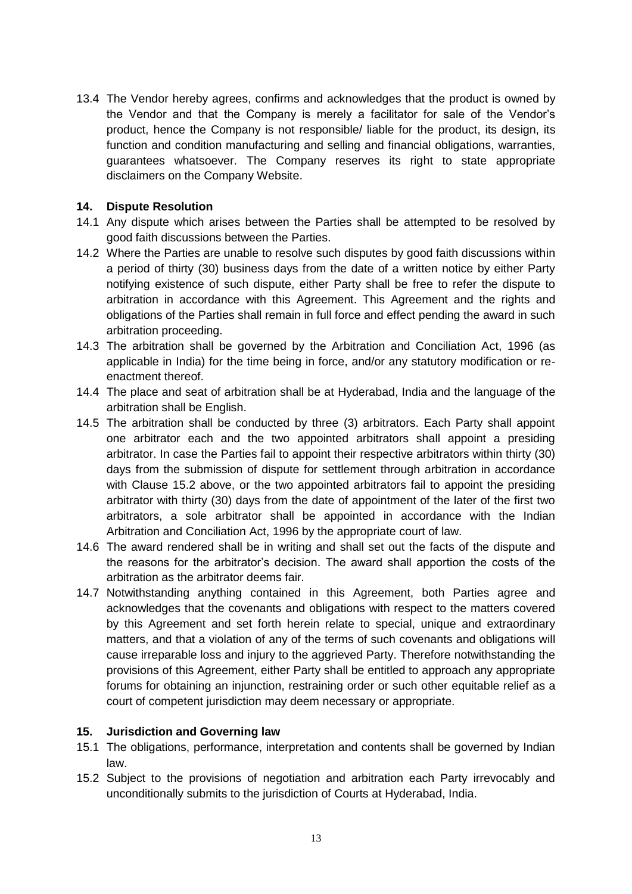13.4 The Vendor hereby agrees, confirms and acknowledges that the product is owned by the Vendor and that the Company is merely a facilitator for sale of the Vendor's product, hence the Company is not responsible/ liable for the product, its design, its function and condition manufacturing and selling and financial obligations, warranties, guarantees whatsoever. The Company reserves its right to state appropriate disclaimers on the Company Website.

## 14. Dispute Resolution

14.1 Any dispute which arises between the Parties shall be attempted to be resolved by good faith discussions between the Parties.

14.2 Where the Parties are unable to resolve such disputes by good faith discussions within a period of thirty (30) business days from the date of a written notice by either Party notifying existence of such dispute, either Party shall be free to refer the dispute to arbitration in accordance with this Agreement. This Agreement and the rights and obligations of the Parties shall remain in full force and effect pending the award in such arbitration proceeding.

14.3 The arbitration shall be governed by the Arbitration and Conciliation Act, 1996 (as applicable in India) for the time being in force, and/or any statutory modification or re-enactment thereof.

14.4 The place and seat of arbitration shall be at Hyderabad, India and the language of the arbitration shall be English.

14.5 The arbitration shall be conducted by three (3) arbitrators. Each Party shall appoint one arbitrator each and the two appointed arbitrators shall appoint a presiding arbitrator. In case the Parties fail to appoint their respective arbitrators within thirty (30) days from the submission of dispute for settlement through arbitration in accordance with Clause 15.2 above, or the two appointed arbitrators fail to appoint the presiding arbitrator with thirty (30) days from the date of appointment of the later of the first two arbitrators, a sole arbitrator shall be appointed in accordance with the Indian Arbitration and Conciliation Act, 1996 by the appropriate court of law.

14.6 The award rendered shall be in writing and shall set out the facts of the dispute and the reasons for the arbitrator's decision. The award shall apportion the costs of the arbitration as the arbitrator deems fair.

14.7 Notwithstanding anything contained in this Agreement, both Parties agree and acknowledges that the covenants and obligations with respect to the matters covered by this Agreement and set forth herein relate to special, unique and extraordinary matters, and that a violation of any of the terms of such covenants and obligations will cause irreparable loss and injury to the aggrieved Party. Therefore notwithstanding the provisions of this Agreement, either Party shall be entitled to approach any appropriate forums for obtaining an injunction, restraining order or such other equitable relief as a court of competent jurisdiction may deem necessary or appropriate.

## 15. Jurisdiction and Governing law

15.1 The obligations, performance, interpretation and contents shall be governed by Indian law.

15.2 Subject to the provisions of negotiation and arbitration each Party irrevocably and unconditionally submits to the jurisdiction of Courts at Hyderabad, India.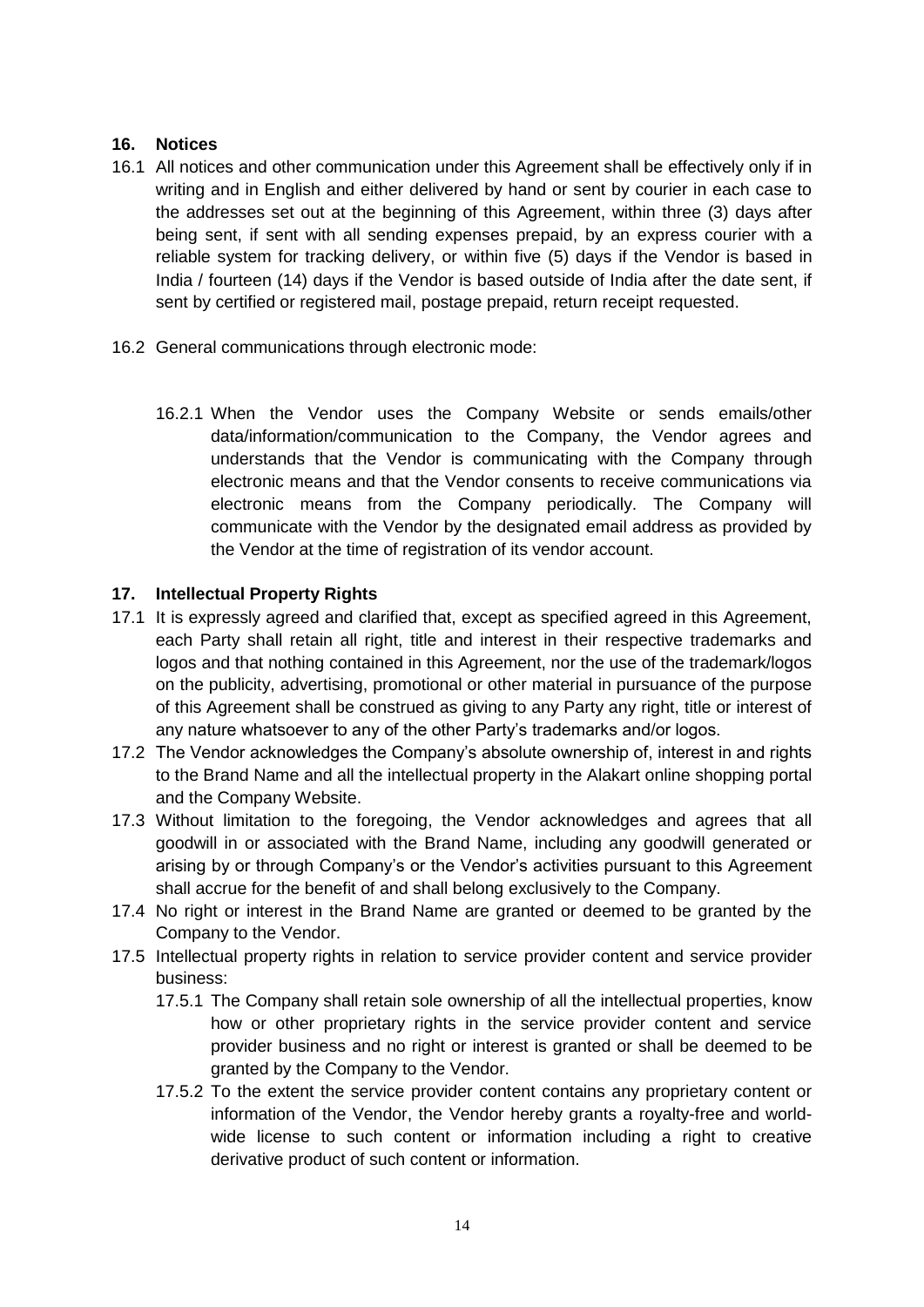## 16. Notices

16.1 All notices and other communication under this Agreement shall be effectively only if in writing and in English and either delivered by hand or sent by courier in each case to the addresses set out at the beginning of this Agreement, within three (3) days after being sent, if sent with all sending expenses prepaid, by an express courier with a reliable system for tracking delivery, or within five (5) days if the Vendor is based in India / fourteen (14) days if the Vendor is based outside of India after the date sent, if sent by certified or registered mail, postage prepaid, return receipt requested.

16.2 General communications through electronic mode:

16.2.1 When the Vendor uses the Company Website or sends emails/other data/information/communication to the Company, the Vendor agrees and understands that the Vendor is communicating with the Company through electronic means and that the Vendor consents to receive communications via electronic means from the Company periodically. The Company will communicate with the Vendor by the designated email address as provided by the Vendor at the time of registration of its vendor account.

## 17. Intellectual Property Rights

17.1 It is expressly agreed and clarified that, except as specified agreed in this Agreement, each Party shall retain all right, title and interest in their respective trademarks and logos and that nothing contained in this Agreement, nor the use of the trademark/logos on the publicity, advertising, promotional or other material in pursuance of the purpose of this Agreement shall be construed as giving to any Party any right, title or interest of any nature whatsoever to any of the other Party's trademarks and/or logos.

17.2 The Vendor acknowledges the Company's absolute ownership of, interest in and rights to the Brand Name and all the intellectual property in the Alakart online shopping portal and the Company Website.

17.3 Without limitation to the foregoing, the Vendor acknowledges and agrees that all goodwill in or associated with the Brand Name, including any goodwill generated or arising by or through Company's or the Vendor's activities pursuant to this Agreement shall accrue for the benefit of and shall belong exclusively to the Company.

17.4 No right or interest in the Brand Name are granted or deemed to be granted by the Company to the Vendor.

17.5 Intellectual property rights in relation to service provider content and service provider business:

17.5.1 The Company shall retain sole ownership of all the intellectual properties, know how or other proprietary rights in the service provider content and service provider business and no right or interest is granted or shall be deemed to be granted by the Company to the Vendor.

17.5.2 To the extent the service provider content contains any proprietary content or information of the Vendor, the Vendor hereby grants a royalty-free and world-wide license to such content or information including a right to creative derivative product of such content or information.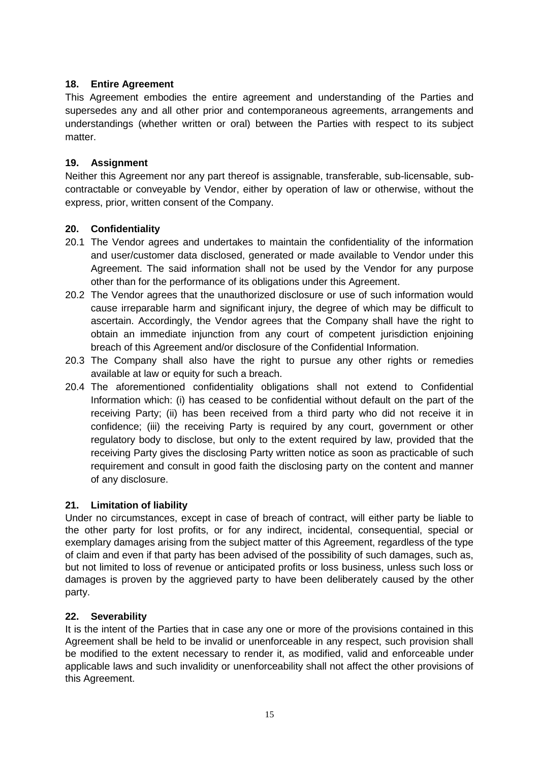## 18. Entire Agreement

This Agreement embodies the entire agreement and understanding of the Parties and supersedes any and all other prior and contemporaneous agreements, arrangements and understandings (whether written or oral) between the Parties with respect to its subject matter.

## 19. Assignment

Neither this Agreement nor any part thereof is assignable, transferable, sub-licensable, sub-contractable or conveyable by Vendor, either by operation of law or otherwise, without the express, prior, written consent of the Company.

## 20. Confidentiality

20.1 The Vendor agrees and undertakes to maintain the confidentiality of the information and user/customer data disclosed, generated or made available to Vendor under this Agreement. The said information shall not be used by the Vendor for any purpose other than for the performance of its obligations under this Agreement.

20.2 The Vendor agrees that the unauthorized disclosure or use of such information would cause irreparable harm and significant injury, the degree of which may be difficult to ascertain. Accordingly, the Vendor agrees that the Company shall have the right to obtain an immediate injunction from any court of competent jurisdiction enjoining breach of this Agreement and/or disclosure of the Confidential Information.

20.3 The Company shall also have the right to pursue any other rights or remedies available at law or equity for such a breach.

20.4 The aforementioned confidentiality obligations shall not extend to Confidential Information which: (i) has ceased to be confidential without default on the part of the receiving Party; (ii) has been received from a third party who did not receive it in confidence; (iii) the receiving Party is required by any court, government or other regulatory body to disclose, but only to the extent required by law, provided that the receiving Party gives the disclosing Party written notice as soon as practicable of such requirement and consult in good faith the disclosing party on the content and manner of any disclosure.

## 21. Limitation of liability

Under no circumstances, except in case of breach of contract, will either party be liable to the other party for lost profits, or for any indirect, incidental, consequential, special or exemplary damages arising from the subject matter of this Agreement, regardless of the type of claim and even if that party has been advised of the possibility of such damages, such as, but not limited to loss of revenue or anticipated profits or loss business, unless such loss or damages is proven by the aggrieved party to have been deliberately caused by the other party.

## 22. Severability

It is the intent of the Parties that in case any one or more of the provisions contained in this Agreement shall be held to be invalid or unenforceable in any respect, such provision shall be modified to the extent necessary to render it, as modified, valid and enforceable under applicable laws and such invalidity or unenforceability shall not affect the other provisions of this Agreement.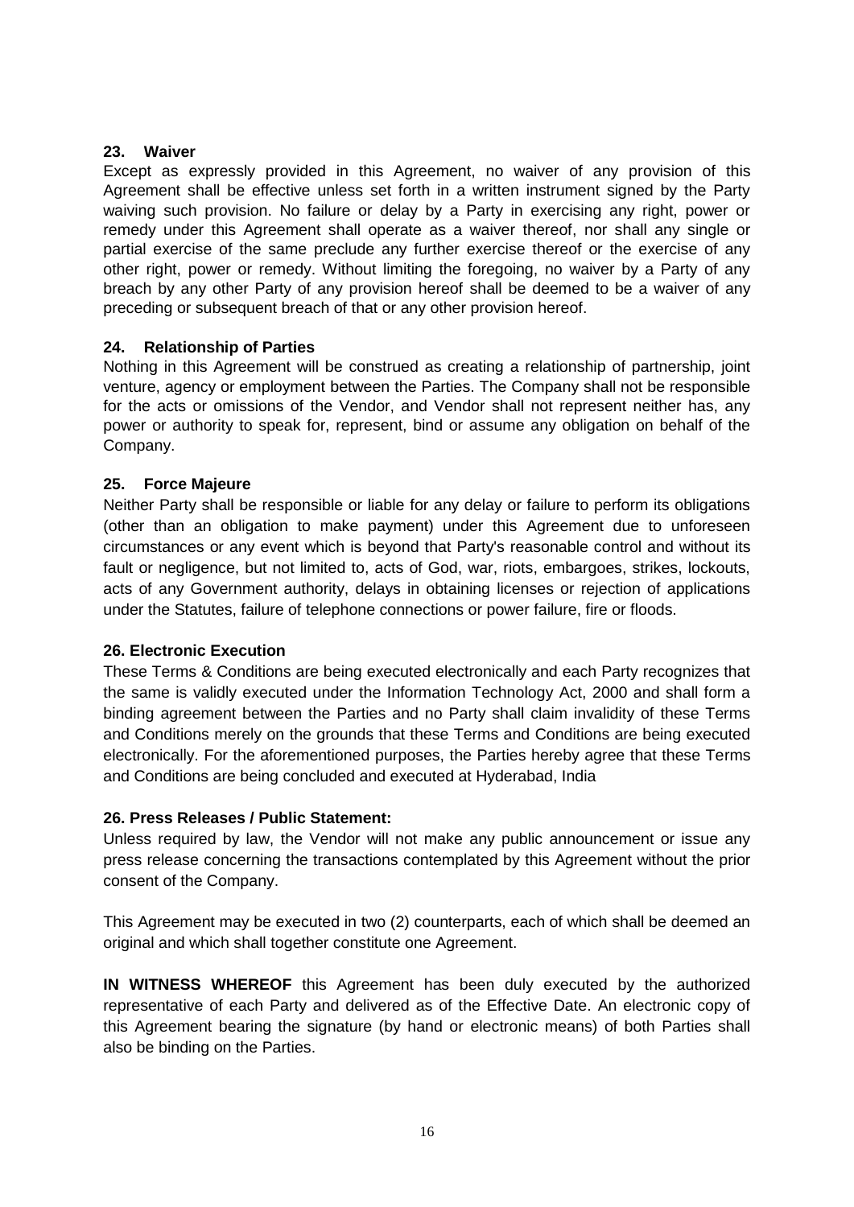**23. Waiver**

Except as expressly provided in this Agreement, no waiver of any provision of this Agreement shall be effective unless set forth in a written instrument signed by the Party waiving such provision. No failure or delay by a Party in exercising any right, power or remedy under this Agreement shall operate as a waiver thereof, nor shall any single or partial exercise of the same preclude any further exercise thereof or the exercise of any other right, power or remedy. Without limiting the foregoing, no waiver by a Party of any breach by any other Party of any provision hereof shall be deemed to be a waiver of any preceding or subsequent breach of that or any other provision hereof.

**24. Relationship of Parties**

Nothing in this Agreement will be construed as creating a relationship of partnership, joint venture, agency or employment between the Parties. The Company shall not be responsible for the acts or omissions of the Vendor, and Vendor shall not represent neither has, any power or authority to speak for, represent, bind or assume any obligation on behalf of the Company.

**25. Force Majeure**

Neither Party shall be responsible or liable for any delay or failure to perform its obligations (other than an obligation to make payment) under this Agreement due to unforeseen circumstances or any event which is beyond that Party's reasonable control and without its fault or negligence, but not limited to, acts of God, war, riots, embargoes, strikes, lockouts, acts of any Government authority, delays in obtaining licenses or rejection of applications under the Statutes, failure of telephone connections or power failure, fire or floods.

**26. Electronic Execution**

These Terms & Conditions are being executed electronically and each Party recognizes that the same is validly executed under the Information Technology Act, 2000 and shall form a binding agreement between the Parties and no Party shall claim invalidity of these Terms and Conditions merely on the grounds that these Terms and Conditions are being executed electronically. For the aforementioned purposes, the Parties hereby agree that these Terms and Conditions are being concluded and executed at Hyderabad, India

**26. Press Releases / Public Statement:**

Unless required by law, the Vendor will not make any public announcement or issue any press release concerning the transactions contemplated by this Agreement without the prior consent of the Company.

This Agreement may be executed in two (2) counterparts, each of which shall be deemed an original and which shall together constitute one Agreement.

**IN WITNESS WHEREOF** this Agreement has been duly executed by the authorized representative of each Party and delivered as of the Effective Date. An electronic copy of this Agreement bearing the signature (by hand or electronic means) of both Parties shall also be binding on the Parties.